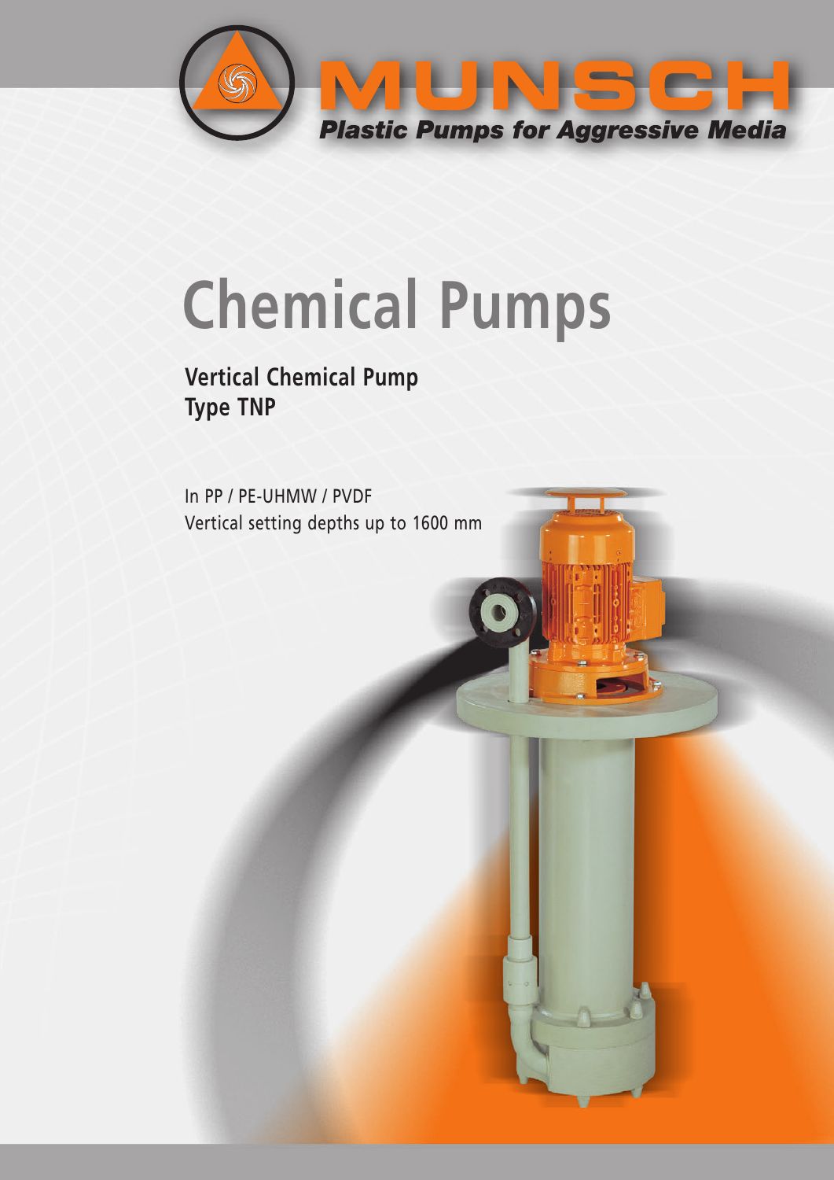MUNSCH

*Plastic Pumps for Aggressive Media*

# Chemical Pumps

## Vertical Chemical Pump Type TNP

In PP / PE-UHMW / PVDF
Vertical setting depths up to 1600 mm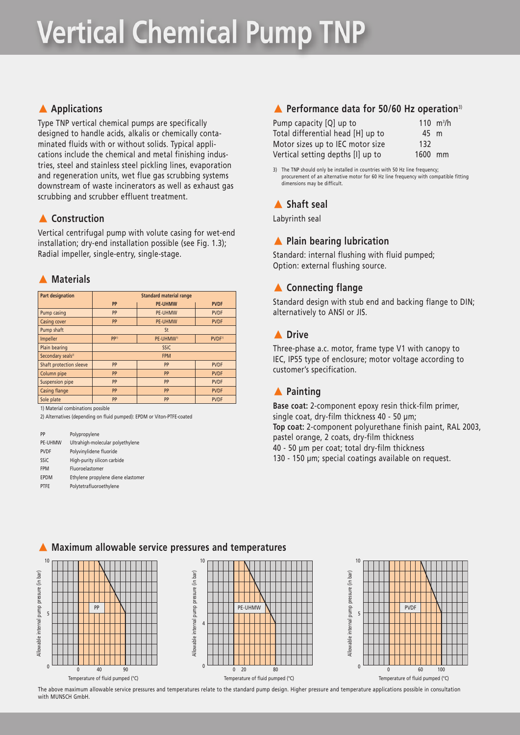# Vertical Chemical Pump TNP

## Applications

Type TNP vertical chemical pumps are specifically designed to handle acids, alkalis or chemically contaminated fluids with or without solids. Typical applications include the chemical and metal finishing industries, steel and stainless steel pickling lines, evaporation and regeneration units, wet flue gas scrubbing systems downstream of waste incinerators as well as exhaust gas scrubbing and scrubber effluent treatment.

## Construction

Vertical centrifugal pump with volute casing for wet-end installation; dry-end installation possible (see Fig. 1.3); Radial impeller, single-entry, single-stage.

## Materials

| Part designation | Standard material range | | |
|---|---|---|---|
| | PP | PE-UHMW | PVDF |
| Pump casing | PP | PE-UHMW | PVDF |
| Casing cover | PP | PE-UHMW | PVDF |
| Pump shaft | St | | |
| Impeller | PP[1] | PE-UHMW[1] | PVDF[1] |
| Plain bearing | SSiC | | |
| Secondary seals[2] | FPM | | |
| Shaft protection sleeve | PP | PP | PVDF |
| Column pipe | PP | PP | PVDF |
| Suspension pipe | PP | PP | PVDF |
| Casing flange | PP | PP | PVDF |
| Sole plate | PP | PP | PVDF |

1) Material combinations possible

2) Alternatives (depending on fluid pumped): EPDM or Viton-PTFE-coated

| | |
|---|---|
| PP | Polypropylene |
| PE-UHMW | Ultrahigh-molecular polyethylene |
| PVDF | Polyvinylidene fluoride |
| SSiC | High-purity silicon carbide |
| FPM | Fluoroelastomer |
| EPDM | Ethylene propylene diene elastomer |
| PTFE | Polytetrafluoroethylene |

## Performance data for 50/60 Hz operation[3]

| | |
|---|---|
| Pump capacity [Q] up to | 110 $m^3/h$ |
| Total differential head [H] up to | 45 m |
| Motor sizes up to IEC motor size | 132 |
| Vertical setting depths [l] up to | 1600 mm |

3) The TNP should only be installed in countries with 50 Hz line frequency; procurement of an alternative motor for 60 Hz line frequency with compatible fitting dimensions may be difficult.

## Shaft seal

Labyrinth seal

## Plain bearing lubrication

Standard: internal flushing with fluid pumped;
Option: external flushing source.

## Connecting flange

Standard design with stub end and backing flange to DIN; alternatively to ANSI or JIS.

## Drive

Three-phase a.c. motor, frame type V1 with canopy to IEC, IP55 type of enclosure; motor voltage according to customer's specification.

## Painting

**Base coat:** 2-component epoxy resin thick-film primer, single coat, dry-film thickness 40 - 50 µm;
**Top coat:** 2-component polyurethane finish paint, RAL 2003, pastel orange, 2 coats, dry-film thickness 40 - 50 µm per coat; total dry-film thickness 130 - 150 µm; special coatings available on request.

## Maximum allowable service pressures and temperatures

PP: Allowable internal pump pressure (in bar) 10 bar from 0 to 40 °C, decreasing to 5 bar at 90 °C. Temperature of fluid pumped (°C).

PE-UHMW: Allowable internal pump pressure (in bar) 10 bar from 0 to 20 °C, decreasing to 4 bar at 80 °C. Temperature of fluid pumped (°C).

PVDF: Allowable internal pump pressure (in bar) 10 bar from 0 to 60 °C, decreasing to 5 bar at 100 °C. Temperature of fluid pumped (°C).

The above maximum allowable service pressures and temperatures relate to the standard pump design. Higher pressure and temperature applications possible in consultation with MUNSCH GmbH.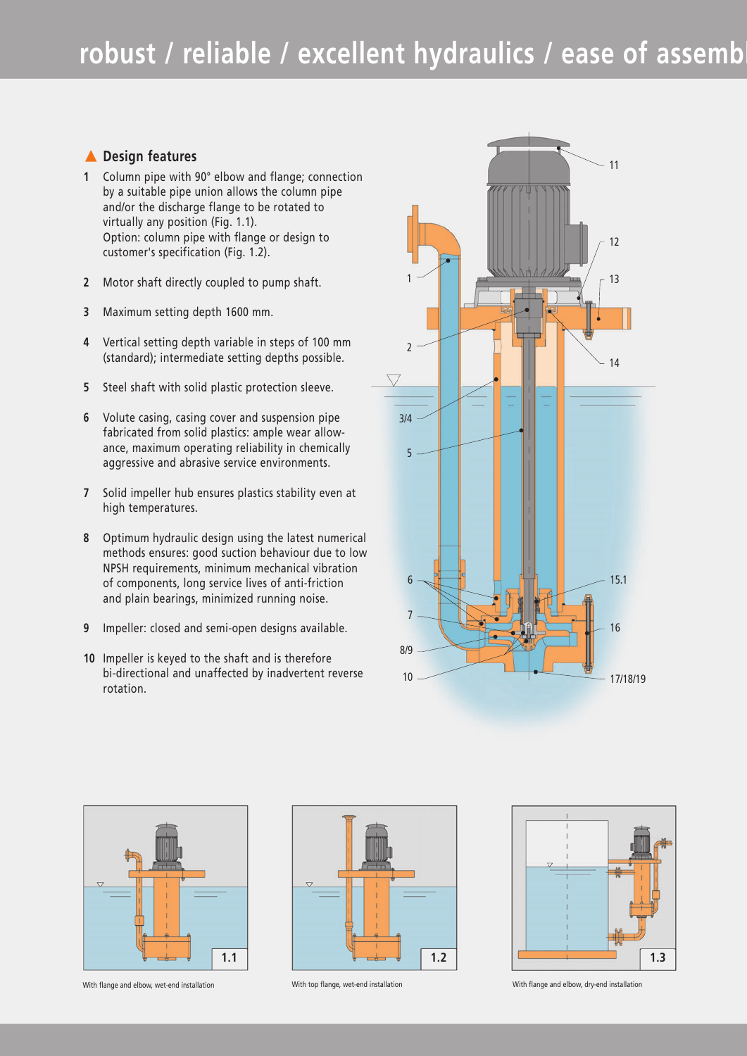# robust / reliable / excellent hydraulics / ease of assembl

## ▲ Design features

1. Column pipe with 90° elbow and flange; connection by a suitable pipe union allows the column pipe and/or the discharge flange to be rotated to virtually any position (Fig. 1.1).
   Option: column pipe with flange or design to customer's specification (Fig. 1.2).
2. Motor shaft directly coupled to pump shaft.
3. Maximum setting depth 1600 mm.
4. Vertical setting depth variable in steps of 100 mm (standard); intermediate setting depths possible.
5. Steel shaft with solid plastic protection sleeve.
6. Volute casing, casing cover and suspension pipe fabricated from solid plastics: ample wear allowance, maximum operating reliability in chemically aggressive and abrasive service environments.
7. Solid impeller hub ensures plastics stability even at high temperatures.
8. Optimum hydraulic design using the latest numerical methods ensures: good suction behaviour due to low NPSH requirements, minimum mechanical vibration of components, long service lives of anti-friction and plain bearings, minimized running noise.
9. Impeller: closed and semi-open designs available.
10. Impeller is keyed to the shaft and is therefore bi-directional and unaffected by inadvertent reverse rotation.

With flange and elbow, wet-end installation (1.1)

With top flange, wet-end installation (1.2)

With flange and elbow, dry-end installation (1.3)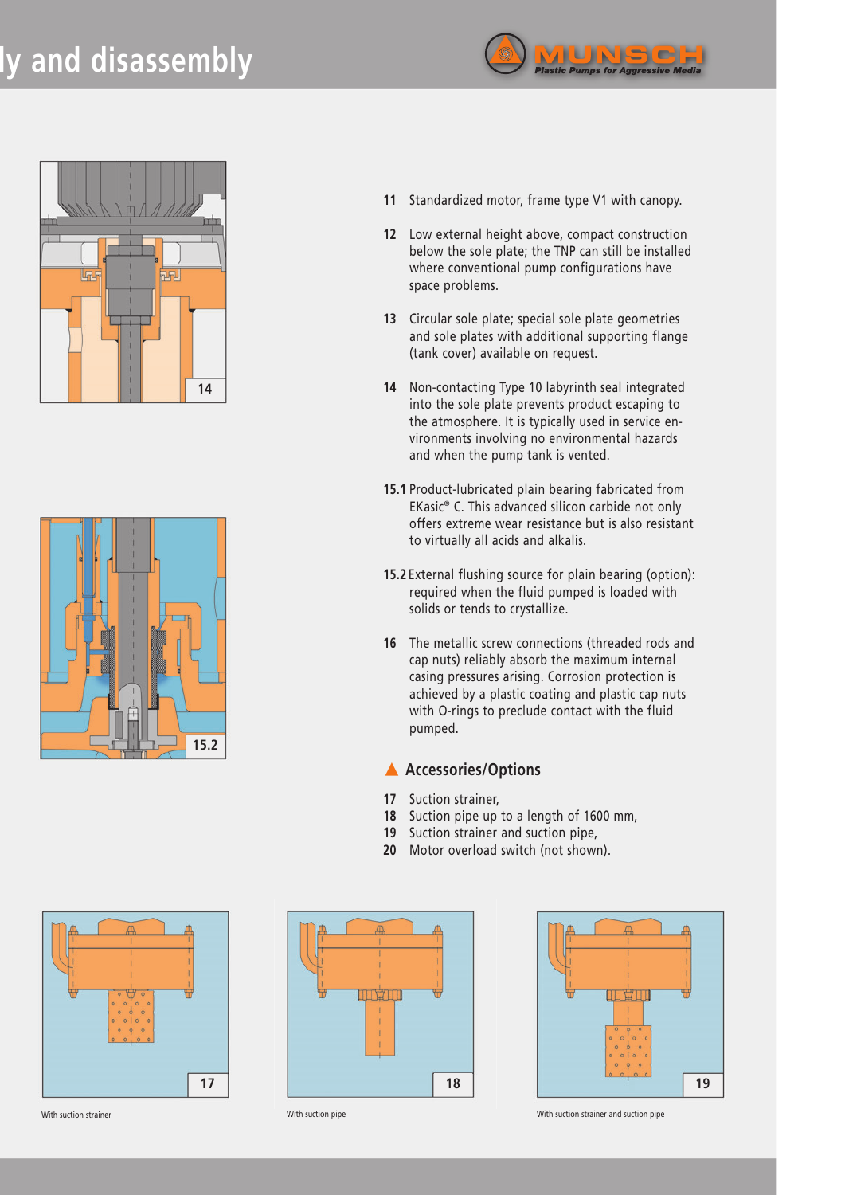# ly and disassembly

11 Standardized motor, frame type V1 with canopy.

12 Low external height above, compact construction below the sole plate; the TNP can still be installed where conventional pump configurations have space problems.

13 Circular sole plate; special sole plate geometries and sole plates with additional supporting flange (tank cover) available on request.

14 Non-contacting Type 10 labyrinth seal integrated into the sole plate prevents product escaping to the atmosphere. It is typically used in service environments involving no environmental hazards and when the pump tank is vented.

15.1 Product-lubricated plain bearing fabricated from EKasic® C. This advanced silicon carbide not only offers extreme wear resistance but is also resistant to virtually all acids and alkalis.

15.2 External flushing source for plain bearing (option): required when the fluid pumped is loaded with solids or tends to crystallize.

16 The metallic screw connections (threaded rods and cap nuts) reliably absorb the maximum internal casing pressures arising. Corrosion protection is achieved by a plastic coating and plastic cap nuts with O-rings to preclude contact with the fluid pumped.

## ▲ Accessories/Options

17 Suction strainer,
18 Suction pipe up to a length of 1600 mm,
19 Suction strainer and suction pipe,
20 Motor overload switch (not shown).

With suction strainer

With suction pipe

With suction strainer and suction pipe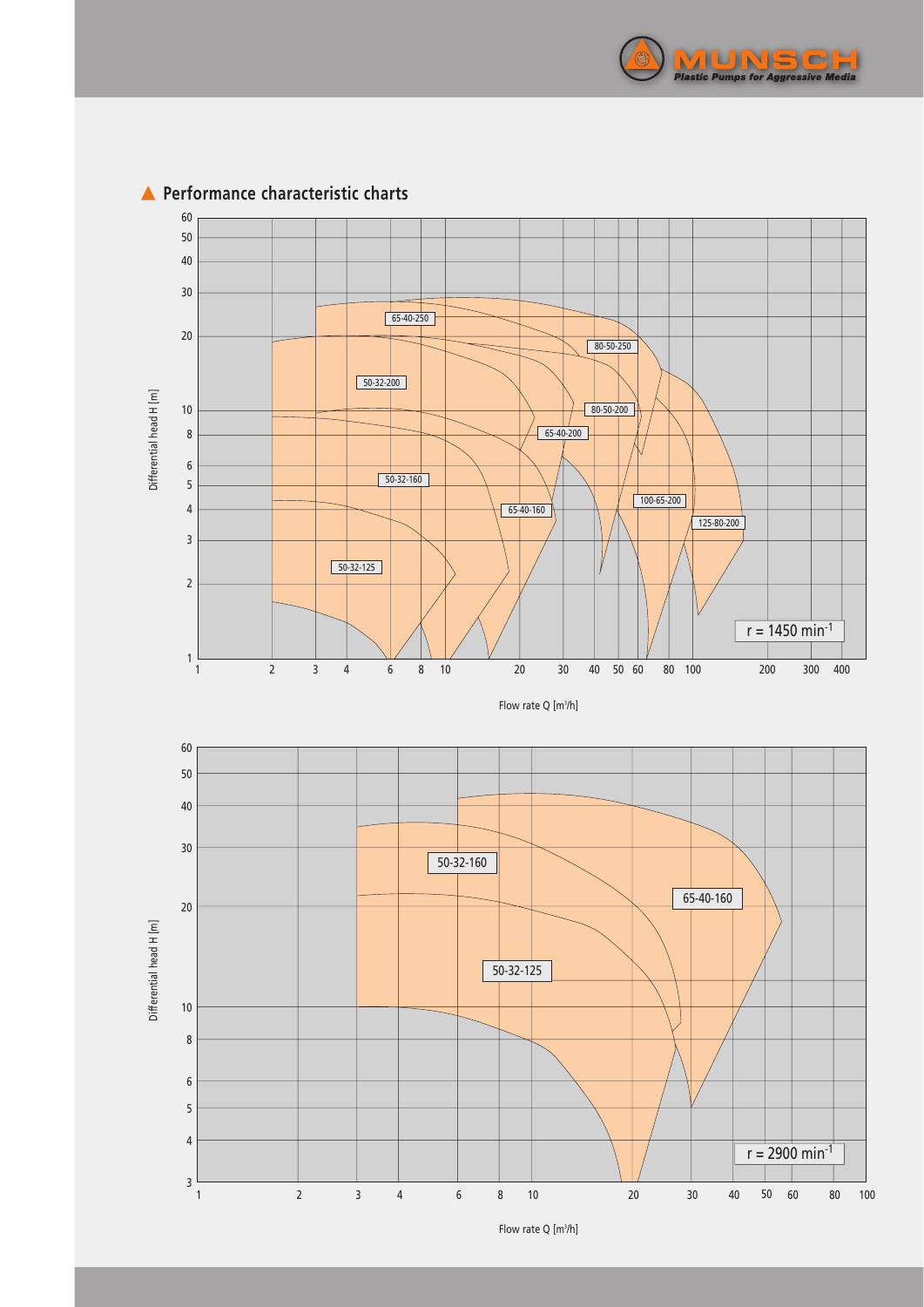## Performance characteristic charts

Differential head H [m]

50-32-125, 50-32-160, 50-32-200, 65-40-160, 65-40-200, 65-40-250, 80-50-200, 80-50-250, 100-65-200, 125-80-200

r = 1450 min$^{-1}$

Flow rate Q [m³/h]

Differential head H [m]

50-32-125, 50-32-160, 65-40-160

r = 2900 min$^{-1}$

Flow rate Q [m³/h]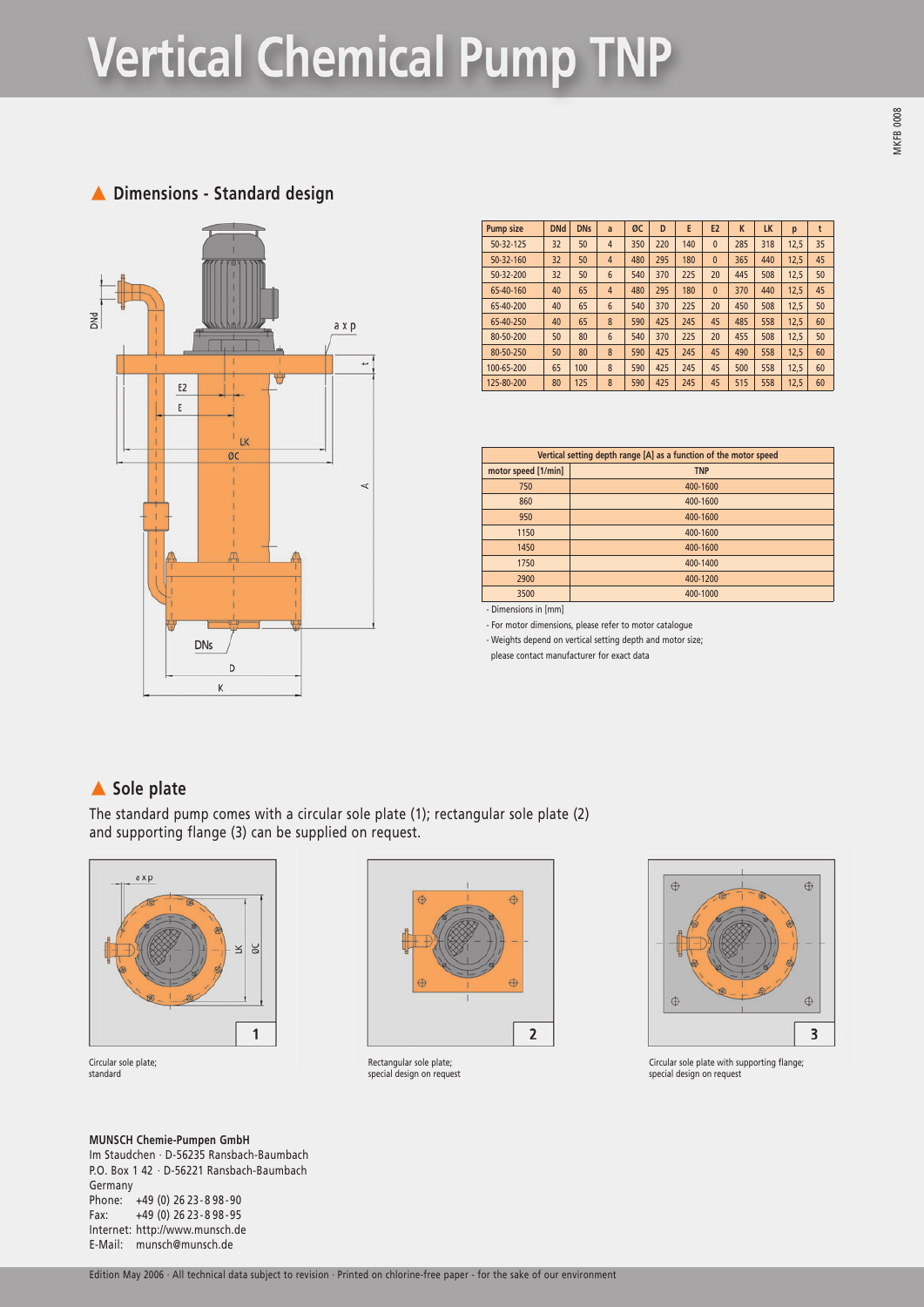# Vertical Chemical Pump TNP

MKFB 0008

## Dimensions - Standard design

| Pump size | DNd | DNs | a | ØC | D | E | E2 | K | LK | p | t |
|---|---|---|---|---|---|---|---|---|---|---|---|
| 50-32-125 | 32 | 50 | 4 | 350 | 220 | 140 | 0 | 285 | 318 | 12,5 | 35 |
| 50-32-160 | 32 | 50 | 4 | 480 | 295 | 180 | 0 | 365 | 440 | 12,5 | 45 |
| 50-32-200 | 32 | 50 | 6 | 540 | 370 | 225 | 20 | 445 | 508 | 12,5 | 50 |
| 65-40-160 | 40 | 65 | 4 | 480 | 295 | 180 | 0 | 370 | 440 | 12,5 | 45 |
| 65-40-200 | 40 | 65 | 6 | 540 | 370 | 225 | 20 | 450 | 508 | 12,5 | 50 |
| 65-40-250 | 40 | 65 | 8 | 590 | 425 | 245 | 45 | 485 | 558 | 12,5 | 60 |
| 80-50-200 | 50 | 80 | 6 | 540 | 370 | 225 | 20 | 455 | 508 | 12,5 | 50 |
| 80-50-250 | 50 | 80 | 8 | 590 | 425 | 245 | 45 | 490 | 558 | 12,5 | 60 |
| 100-65-200 | 65 | 100 | 8 | 590 | 425 | 245 | 45 | 500 | 558 | 12,5 | 60 |
| 125-80-200 | 80 | 125 | 8 | 590 | 425 | 245 | 45 | 515 | 558 | 12,5 | 60 |

| Vertical setting depth range [A] as a function of the motor speed | |
|---|---|
| motor speed [1/min] | TNP |
| 750 | 400-1600 |
| 860 | 400-1600 |
| 950 | 400-1600 |
| 1150 | 400-1600 |
| 1450 | 400-1600 |
| 1750 | 400-1400 |
| 2900 | 400-1200 |
| 3500 | 400-1000 |

- Dimensions in [mm]
- For motor dimensions, please refer to motor catalogue
- Weights depend on vertical setting depth and motor size; please contact manufacturer for exact data

## Sole plate

The standard pump comes with a circular sole plate (1); rectangular sole plate (2) and supporting flange (3) can be supplied on request.

Circular sole plate; standard

Rectangular sole plate; special design on request

Circular sole plate with supporting flange; special design on request

**MUNSCH Chemie-Pumpen GmbH**
Im Staudchen · D-56235 Ransbach-Baumbach
P.O. Box 1 42 · D-56221 Ransbach-Baumbach
Germany
Phone: +49 (0) 26 23-8 98-90
Fax: +49 (0) 26 23-8 98-95
Internet: http://www.munsch.de
E-Mail: munsch@munsch.de

Edition May 2006 · All technical data subject to revision · Printed on chlorine-free paper - for the sake of our environment